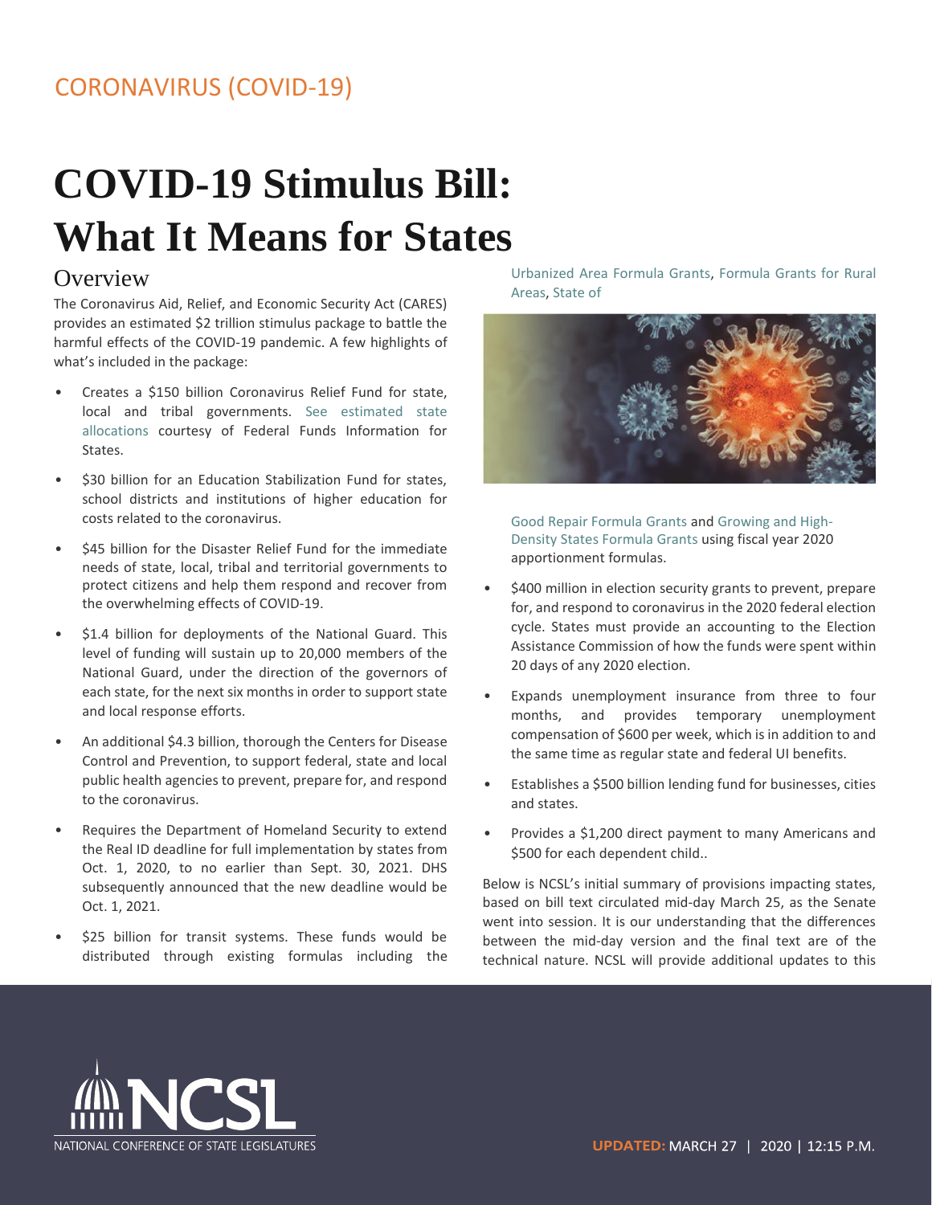CORONAVIRUS (COVID-19)

# COVID-19 Stimulus Bill: What It Means for States

## Overview

The Coronavirus Aid, Relief, and Economic Security Act (CARES) provides an estimated $2 trillion stimulus package to battle the harmful effects of the COVID-19 pandemic. A few highlights of what's included in the package:

- Creates a $150 billion Coronavirus Relief Fund for state, local and tribal governments. See estimated state allocations courtesy of Federal Funds Information for States.
- $30 billion for an Education Stabilization Fund for states, school districts and institutions of higher education for costs related to the coronavirus.
- $45 billion for the Disaster Relief Fund for the immediate needs of state, local, tribal and territorial governments to protect citizens and help them respond and recover from the overwhelming effects of COVID-19.
- $1.4 billion for deployments of the National Guard. This level of funding will sustain up to 20,000 members of the National Guard, under the direction of the governors of each state, for the next six months in order to support state and local response efforts.
- An additional $4.3 billion, thorough the Centers for Disease Control and Prevention, to support federal, state and local public health agencies to prevent, prepare for, and respond to the coronavirus.
- Requires the Department of Homeland Security to extend the Real ID deadline for full implementation by states from Oct. 1, 2020, to no earlier than Sept. 30, 2021. DHS subsequently announced that the new deadline would be Oct. 1, 2021.
- $25 billion for transit systems. These funds would be distributed through existing formulas including the Urbanized Area Formula Grants, Formula Grants for Rural Areas, State of Good Repair Formula Grants and Growing and High-Density States Formula Grants using fiscal year 2020 apportionment formulas.
- $400 million in election security grants to prevent, prepare for, and respond to coronavirus in the 2020 federal election cycle. States must provide an accounting to the Election Assistance Commission of how the funds were spent within 20 days of any 2020 election.
- Expands unemployment insurance from three to four months, and provides temporary unemployment compensation of $600 per week, which is in addition to and the same time as regular state and federal UI benefits.
- Establishes a $500 billion lending fund for businesses, cities and states.
- Provides a $1,200 direct payment to many Americans and $500 for each dependent child..

Below is NCSL's initial summary of provisions impacting states, based on bill text circulated mid-day March 25, as the Senate went into session. It is our understanding that the differences between the mid-day version and the final text are of the technical nature. NCSL will provide additional updates to this

NCSL NATIONAL CONFERENCE OF STATE LEGISLATURES

UPDATED: MARCH 27 | 2020 | 12:15 P.M.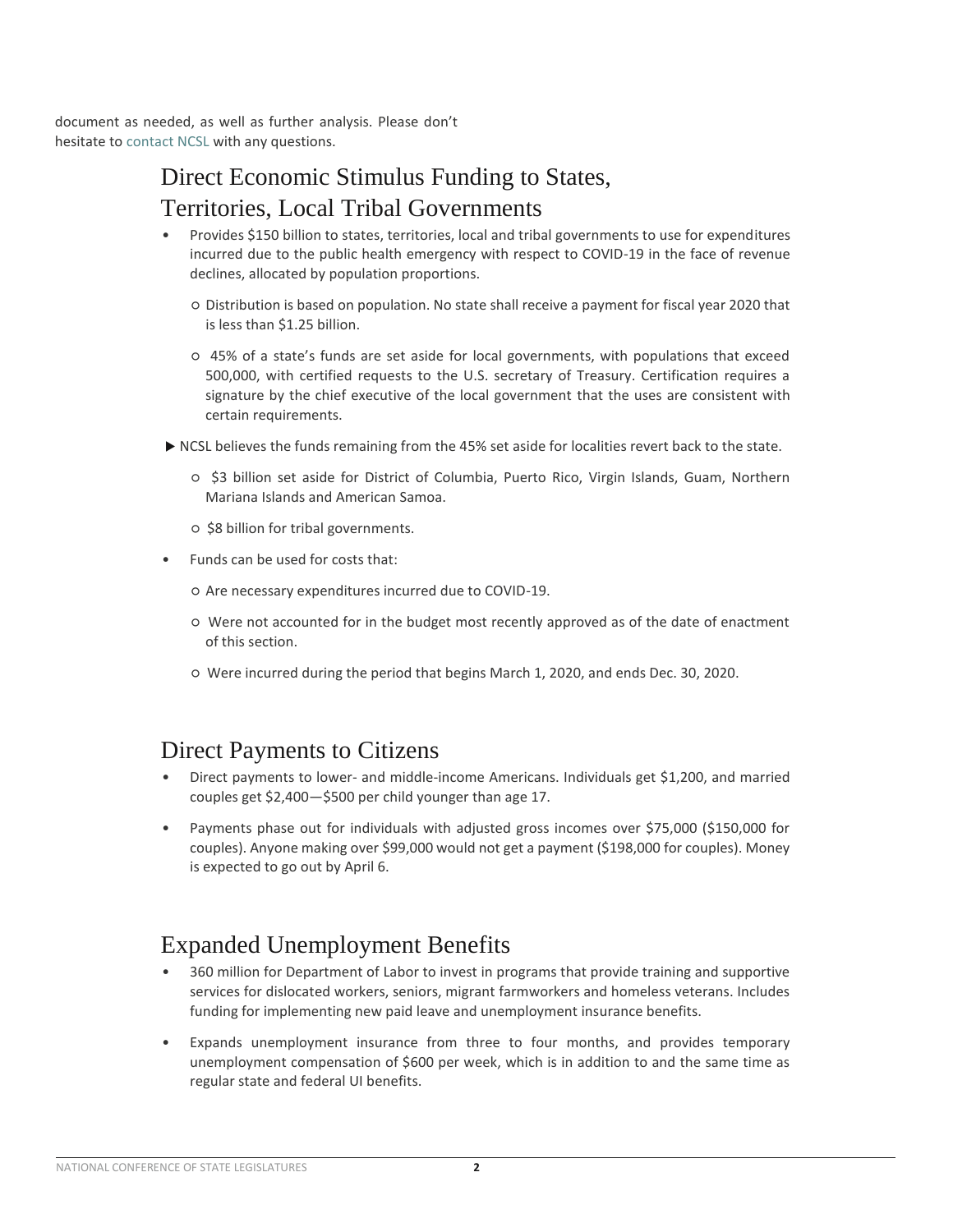document as needed, as well as further analysis. Please don't hesitate to contact NCSL with any questions.

## Direct Economic Stimulus Funding to States, Territories, Local Tribal Governments

- Provides $150 billion to states, territories, local and tribal governments to use for expenditures incurred due to the public health emergency with respect to COVID-19 in the face of revenue declines, allocated by population proportions.
  - Distribution is based on population. No state shall receive a payment for fiscal year 2020 that is less than $1.25 billion.
  - 45% of a state's funds are set aside for local governments, with populations that exceed 500,000, with certified requests to the U.S. secretary of Treasury. Certification requires a signature by the chief executive of the local government that the uses are consistent with certain requirements.

► NCSL believes the funds remaining from the 45% set aside for localities revert back to the state.

  - $3 billion set aside for District of Columbia, Puerto Rico, Virgin Islands, Guam, Northern Mariana Islands and American Samoa.
  - $8 billion for tribal governments.
- Funds can be used for costs that:
  - Are necessary expenditures incurred due to COVID-19.
  - Were not accounted for in the budget most recently approved as of the date of enactment of this section.
  - Were incurred during the period that begins March 1, 2020, and ends Dec. 30, 2020.

## Direct Payments to Citizens

- Direct payments to lower- and middle-income Americans. Individuals get $1,200, and married couples get $2,400—$500 per child younger than age 17.
- Payments phase out for individuals with adjusted gross incomes over $75,000 ($150,000 for couples). Anyone making over $99,000 would not get a payment ($198,000 for couples). Money is expected to go out by April 6.

## Expanded Unemployment Benefits

- 360 million for Department of Labor to invest in programs that provide training and supportive services for dislocated workers, seniors, migrant farmworkers and homeless veterans. Includes funding for implementing new paid leave and unemployment insurance benefits.
- Expands unemployment insurance from three to four months, and provides temporary unemployment compensation of $600 per week, which is in addition to and the same time as regular state and federal UI benefits.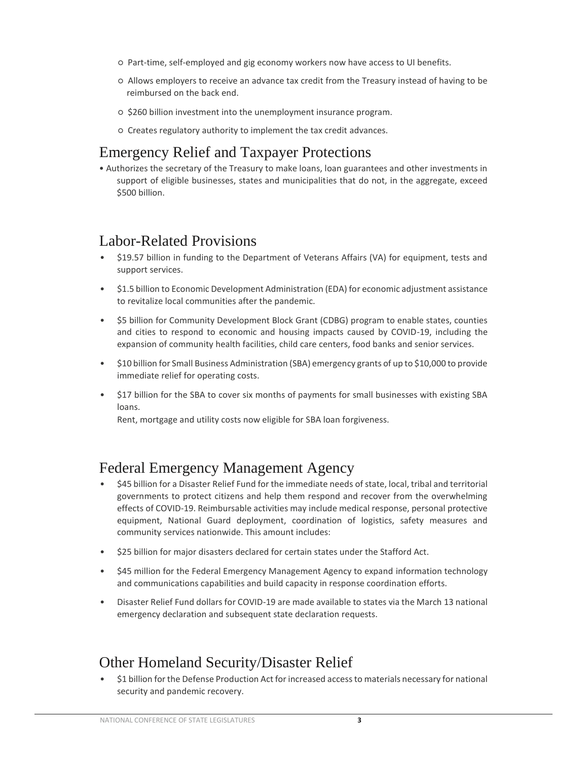- Part-time, self-employed and gig economy workers now have access to UI benefits.
- Allows employers to receive an advance tax credit from the Treasury instead of having to be reimbursed on the back end.
- $260 billion investment into the unemployment insurance program.
- Creates regulatory authority to implement the tax credit advances.

## Emergency Relief and Taxpayer Protections

- Authorizes the secretary of the Treasury to make loans, loan guarantees and other investments in support of eligible businesses, states and municipalities that do not, in the aggregate, exceed $500 billion.

## Labor-Related Provisions

- $19.57 billion in funding to the Department of Veterans Affairs (VA) for equipment, tests and support services.
- $1.5 billion to Economic Development Administration (EDA) for economic adjustment assistance to revitalize local communities after the pandemic.
- $5 billion for Community Development Block Grant (CDBG) program to enable states, counties and cities to respond to economic and housing impacts caused by COVID-19, including the expansion of community health facilities, child care centers, food banks and senior services.
- $10 billion for Small Business Administration (SBA) emergency grants of up to $10,000 to provide immediate relief for operating costs.
- $17 billion for the SBA to cover six months of payments for small businesses with existing SBA loans.
  Rent, mortgage and utility costs now eligible for SBA loan forgiveness.

## Federal Emergency Management Agency

- $45 billion for a Disaster Relief Fund for the immediate needs of state, local, tribal and territorial governments to protect citizens and help them respond and recover from the overwhelming effects of COVID-19. Reimbursable activities may include medical response, personal protective equipment, National Guard deployment, coordination of logistics, safety measures and community services nationwide. This amount includes:
- $25 billion for major disasters declared for certain states under the Stafford Act.
- $45 million for the Federal Emergency Management Agency to expand information technology and communications capabilities and build capacity in response coordination efforts.
- Disaster Relief Fund dollars for COVID-19 are made available to states via the March 13 national emergency declaration and subsequent state declaration requests.

## Other Homeland Security/Disaster Relief

- $1 billion for the Defense Production Act for increased access to materials necessary for national security and pandemic recovery.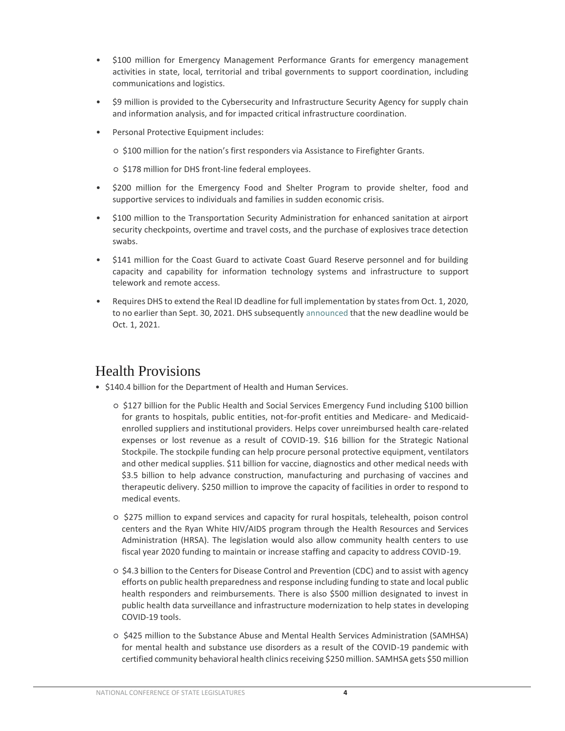- $100 million for Emergency Management Performance Grants for emergency management activities in state, local, territorial and tribal governments to support coordination, including communications and logistics.
- $9 million is provided to the Cybersecurity and Infrastructure Security Agency for supply chain and information analysis, and for impacted critical infrastructure coordination.
- Personal Protective Equipment includes:
  - $100 million for the nation's first responders via Assistance to Firefighter Grants.
  - $178 million for DHS front-line federal employees.
- $200 million for the Emergency Food and Shelter Program to provide shelter, food and supportive services to individuals and families in sudden economic crisis.
- $100 million to the Transportation Security Administration for enhanced sanitation at airport security checkpoints, overtime and travel costs, and the purchase of explosives trace detection swabs.
- $141 million for the Coast Guard to activate Coast Guard Reserve personnel and for building capacity and capability for information technology systems and infrastructure to support telework and remote access.
- Requires DHS to extend the Real ID deadline for full implementation by states from Oct. 1, 2020, to no earlier than Sept. 30, 2021. DHS subsequently announced that the new deadline would be Oct. 1, 2021.

## Health Provisions

- $140.4 billion for the Department of Health and Human Services.
  - $127 billion for the Public Health and Social Services Emergency Fund including $100 billion for grants to hospitals, public entities, not-for-profit entities and Medicare- and Medicaid-enrolled suppliers and institutional providers. Helps cover unreimbursed health care-related expenses or lost revenue as a result of COVID-19. $16 billion for the Strategic National Stockpile. The stockpile funding can help procure personal protective equipment, ventilators and other medical supplies. $11 billion for vaccine, diagnostics and other medical needs with $3.5 billion to help advance construction, manufacturing and purchasing of vaccines and therapeutic delivery. $250 million to improve the capacity of facilities in order to respond to medical events.
  - $275 million to expand services and capacity for rural hospitals, telehealth, poison control centers and the Ryan White HIV/AIDS program through the Health Resources and Services Administration (HRSA). The legislation would also allow community health centers to use fiscal year 2020 funding to maintain or increase staffing and capacity to address COVID-19.
  - $4.3 billion to the Centers for Disease Control and Prevention (CDC) and to assist with agency efforts on public health preparedness and response including funding to state and local public health responders and reimbursements. There is also $500 million designated to invest in public health data surveillance and infrastructure modernization to help states in developing COVID-19 tools.
  - $425 million to the Substance Abuse and Mental Health Services Administration (SAMHSA) for mental health and substance use disorders as a result of the COVID-19 pandemic with certified community behavioral health clinics receiving $250 million. SAMHSA gets $50 million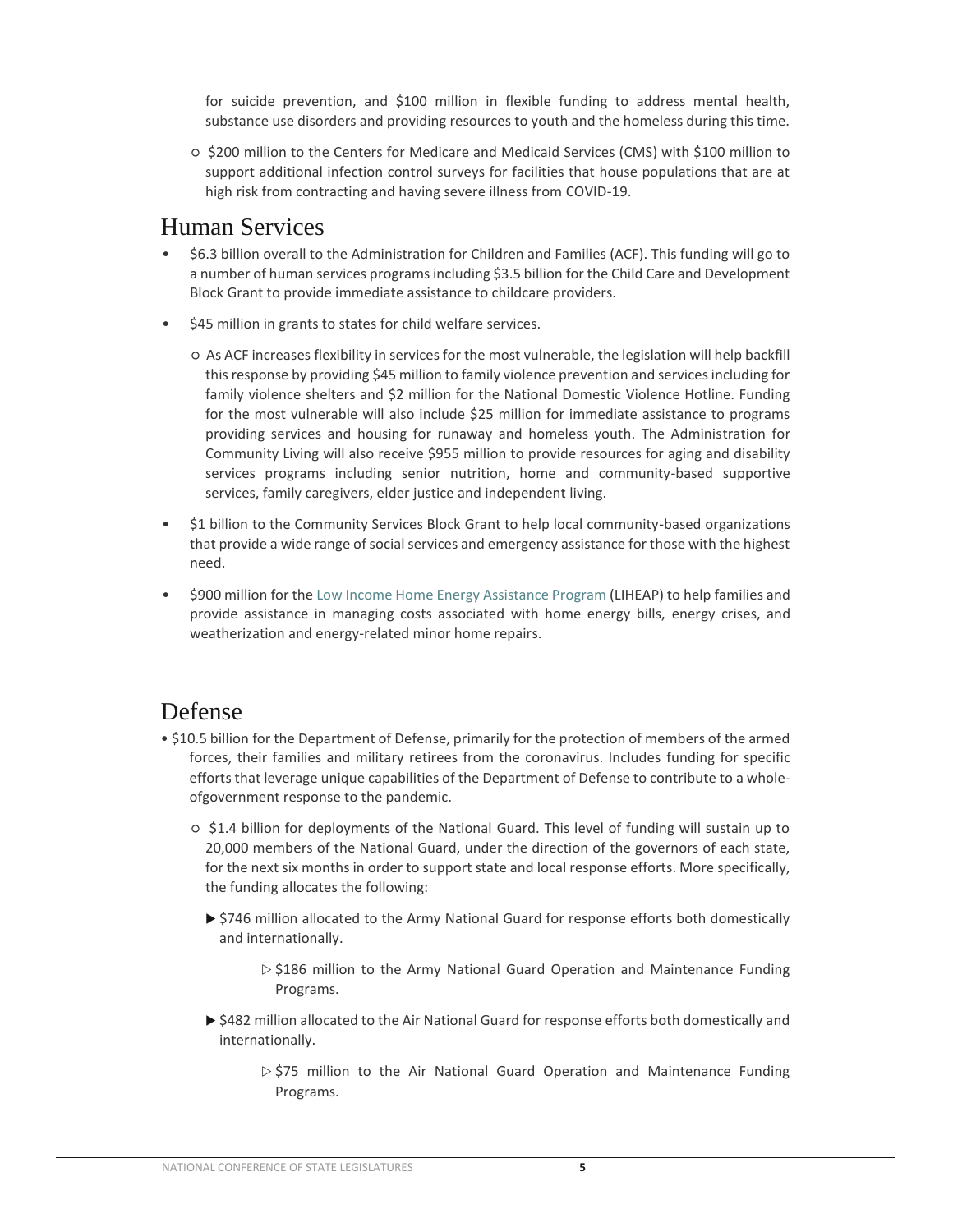for suicide prevention, and $100 million in flexible funding to address mental health, substance use disorders and providing resources to youth and the homeless during this time.

  - $200 million to the Centers for Medicare and Medicaid Services (CMS) with $100 million to support additional infection control surveys for facilities that house populations that are at high risk from contracting and having severe illness from COVID-19.

## Human Services

- $6.3 billion overall to the Administration for Children and Families (ACF). This funding will go to a number of human services programs including $3.5 billion for the Child Care and Development Block Grant to provide immediate assistance to childcare providers.
- $45 million in grants to states for child welfare services.
  - As ACF increases flexibility in services for the most vulnerable, the legislation will help backfill this response by providing $45 million to family violence prevention and services including for family violence shelters and $2 million for the National Domestic Violence Hotline. Funding for the most vulnerable will also include $25 million for immediate assistance to programs providing services and housing for runaway and homeless youth. The Administration for Community Living will also receive $955 million to provide resources for aging and disability services programs including senior nutrition, home and community-based supportive services, family caregivers, elder justice and independent living.
- $1 billion to the Community Services Block Grant to help local community-based organizations that provide a wide range of social services and emergency assistance for those with the highest need.
- $900 million for the Low Income Home Energy Assistance Program (LIHEAP) to help families and provide assistance in managing costs associated with home energy bills, energy crises, and weatherization and energy-related minor home repairs.

## Defense

- $10.5 billion for the Department of Defense, primarily for the protection of members of the armed forces, their families and military retirees from the coronavirus. Includes funding for specific efforts that leverage unique capabilities of the Department of Defense to contribute to a whole-ofgovernment response to the pandemic.
  - $1.4 billion for deployments of the National Guard. This level of funding will sustain up to 20,000 members of the National Guard, under the direction of the governors of each state, for the next six months in order to support state and local response efforts. More specifically, the funding allocates the following:
    - $746 million allocated to the Army National Guard for response efforts both domestically and internationally.
      - $186 million to the Army National Guard Operation and Maintenance Funding Programs.
    - $482 million allocated to the Air National Guard for response efforts both domestically and internationally.
      - $75 million to the Air National Guard Operation and Maintenance Funding Programs.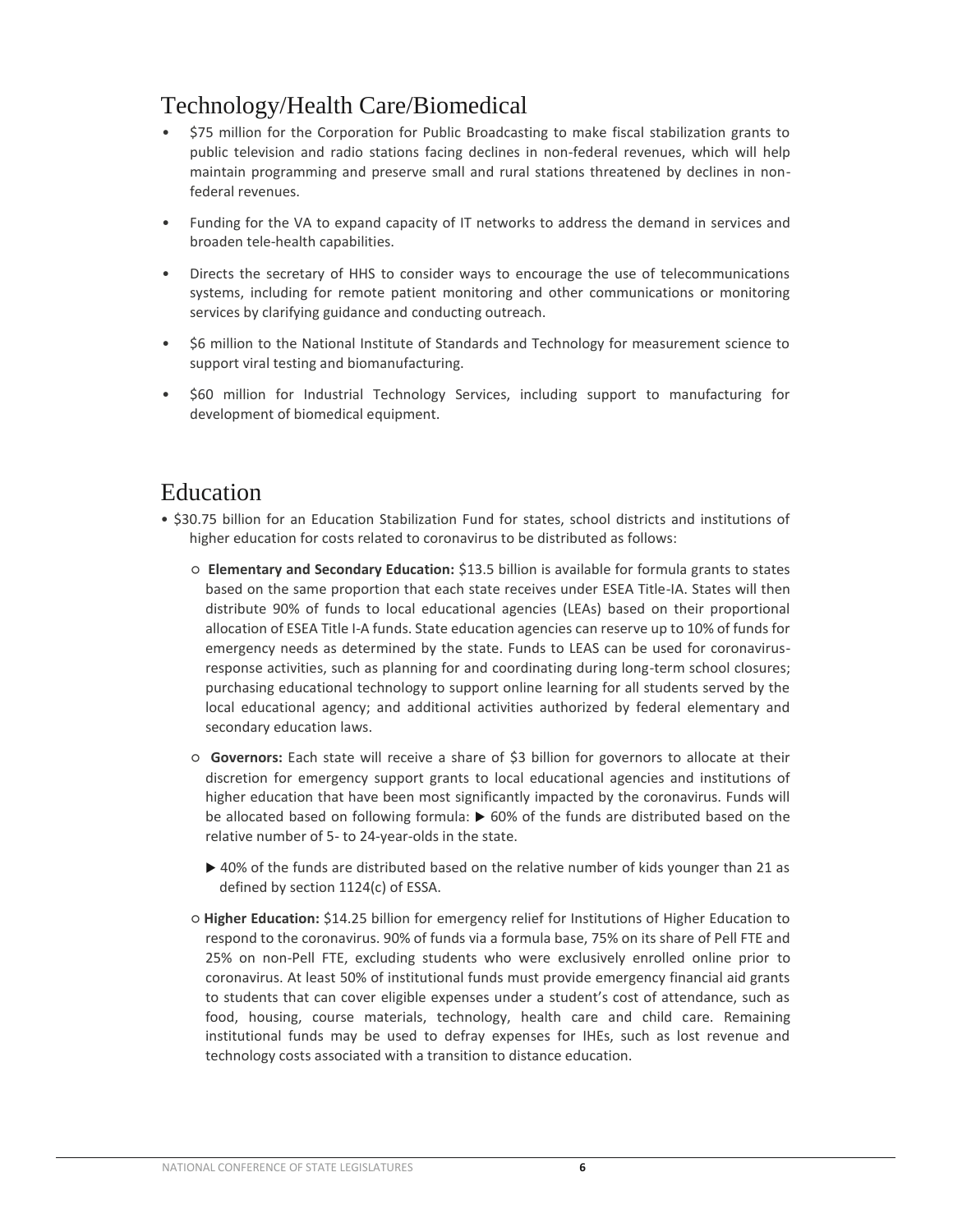## Technology/Health Care/Biomedical

- $75 million for the Corporation for Public Broadcasting to make fiscal stabilization grants to public television and radio stations facing declines in non-federal revenues, which will help maintain programming and preserve small and rural stations threatened by declines in non-federal revenues.
- Funding for the VA to expand capacity of IT networks to address the demand in services and broaden tele-health capabilities.
- Directs the secretary of HHS to consider ways to encourage the use of telecommunications systems, including for remote patient monitoring and other communications or monitoring services by clarifying guidance and conducting outreach.
- $6 million to the National Institute of Standards and Technology for measurement science to support viral testing and biomanufacturing.
- $60 million for Industrial Technology Services, including support to manufacturing for development of biomedical equipment.

## Education

- $30.75 billion for an Education Stabilization Fund for states, school districts and institutions of higher education for costs related to coronavirus to be distributed as follows:
  - **Elementary and Secondary Education:** $13.5 billion is available for formula grants to states based on the same proportion that each state receives under ESEA Title-IA. States will then distribute 90% of funds to local educational agencies (LEAs) based on their proportional allocation of ESEA Title I-A funds. State education agencies can reserve up to 10% of funds for emergency needs as determined by the state. Funds to LEAS can be used for coronavirus-response activities, such as planning for and coordinating during long-term school closures; purchasing educational technology to support online learning for all students served by the local educational agency; and additional activities authorized by federal elementary and secondary education laws.
  - **Governors:** Each state will receive a share of $3 billion for governors to allocate at their discretion for emergency support grants to local educational agencies and institutions of higher education that have been most significantly impacted by the coronavirus. Funds will be allocated based on following formula: ▶ 60% of the funds are distributed based on the relative number of 5- to 24-year-olds in the state.
    - ▶ 40% of the funds are distributed based on the relative number of kids younger than 21 as defined by section 1124(c) of ESSA.
  - **Higher Education:** $14.25 billion for emergency relief for Institutions of Higher Education to respond to the coronavirus. 90% of funds via a formula base, 75% on its share of Pell FTE and 25% on non-Pell FTE, excluding students who were exclusively enrolled online prior to coronavirus. At least 50% of institutional funds must provide emergency financial aid grants to students that can cover eligible expenses under a student's cost of attendance, such as food, housing, course materials, technology, health care and child care. Remaining institutional funds may be used to defray expenses for IHEs, such as lost revenue and technology costs associated with a transition to distance education.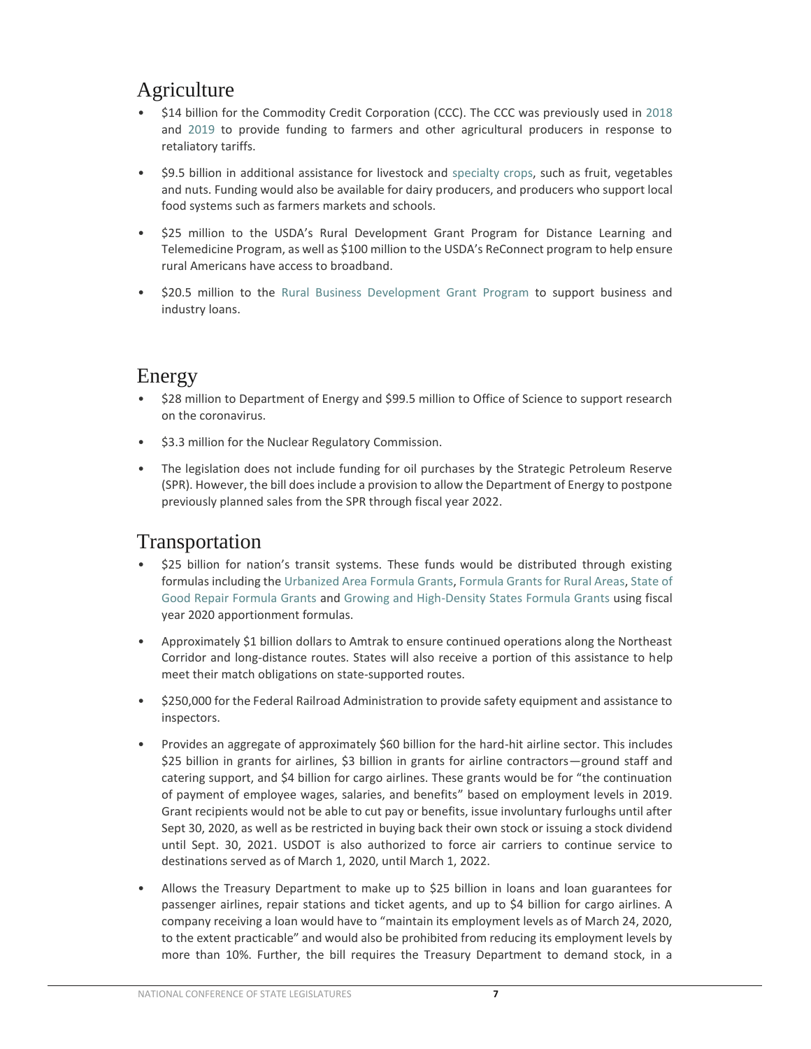## Agriculture

- $14 billion for the Commodity Credit Corporation (CCC). The CCC was previously used in 2018 and 2019 to provide funding to farmers and other agricultural producers in response to retaliatory tariffs.
- $9.5 billion in additional assistance for livestock and specialty crops, such as fruit, vegetables and nuts. Funding would also be available for dairy producers, and producers who support local food systems such as farmers markets and schools.
- $25 million to the USDA's Rural Development Grant Program for Distance Learning and Telemedicine Program, as well as $100 million to the USDA's ReConnect program to help ensure rural Americans have access to broadband.
- $20.5 million to the Rural Business Development Grant Program to support business and industry loans.

## Energy

- $28 million to Department of Energy and $99.5 million to Office of Science to support research on the coronavirus.
- $3.3 million for the Nuclear Regulatory Commission.
- The legislation does not include funding for oil purchases by the Strategic Petroleum Reserve (SPR). However, the bill does include a provision to allow the Department of Energy to postpone previously planned sales from the SPR through fiscal year 2022.

## Transportation

- $25 billion for nation's transit systems. These funds would be distributed through existing formulas including the Urbanized Area Formula Grants, Formula Grants for Rural Areas, State of Good Repair Formula Grants and Growing and High-Density States Formula Grants using fiscal year 2020 apportionment formulas.
- Approximately $1 billion dollars to Amtrak to ensure continued operations along the Northeast Corridor and long-distance routes. States will also receive a portion of this assistance to help meet their match obligations on state-supported routes.
- $250,000 for the Federal Railroad Administration to provide safety equipment and assistance to inspectors.
- Provides an aggregate of approximately $60 billion for the hard-hit airline sector. This includes $25 billion in grants for airlines, $3 billion in grants for airline contractors—ground staff and catering support, and $4 billion for cargo airlines. These grants would be for "the continuation of payment of employee wages, salaries, and benefits" based on employment levels in 2019. Grant recipients would not be able to cut pay or benefits, issue involuntary furloughs until after Sept 30, 2020, as well as be restricted in buying back their own stock or issuing a stock dividend until Sept. 30, 2021. USDOT is also authorized to force air carriers to continue service to destinations served as of March 1, 2020, until March 1, 2022.
- Allows the Treasury Department to make up to $25 billion in loans and loan guarantees for passenger airlines, repair stations and ticket agents, and up to $4 billion for cargo airlines. A company receiving a loan would have to "maintain its employment levels as of March 24, 2020, to the extent practicable" and would also be prohibited from reducing its employment levels by more than 10%. Further, the bill requires the Treasury Department to demand stock, in a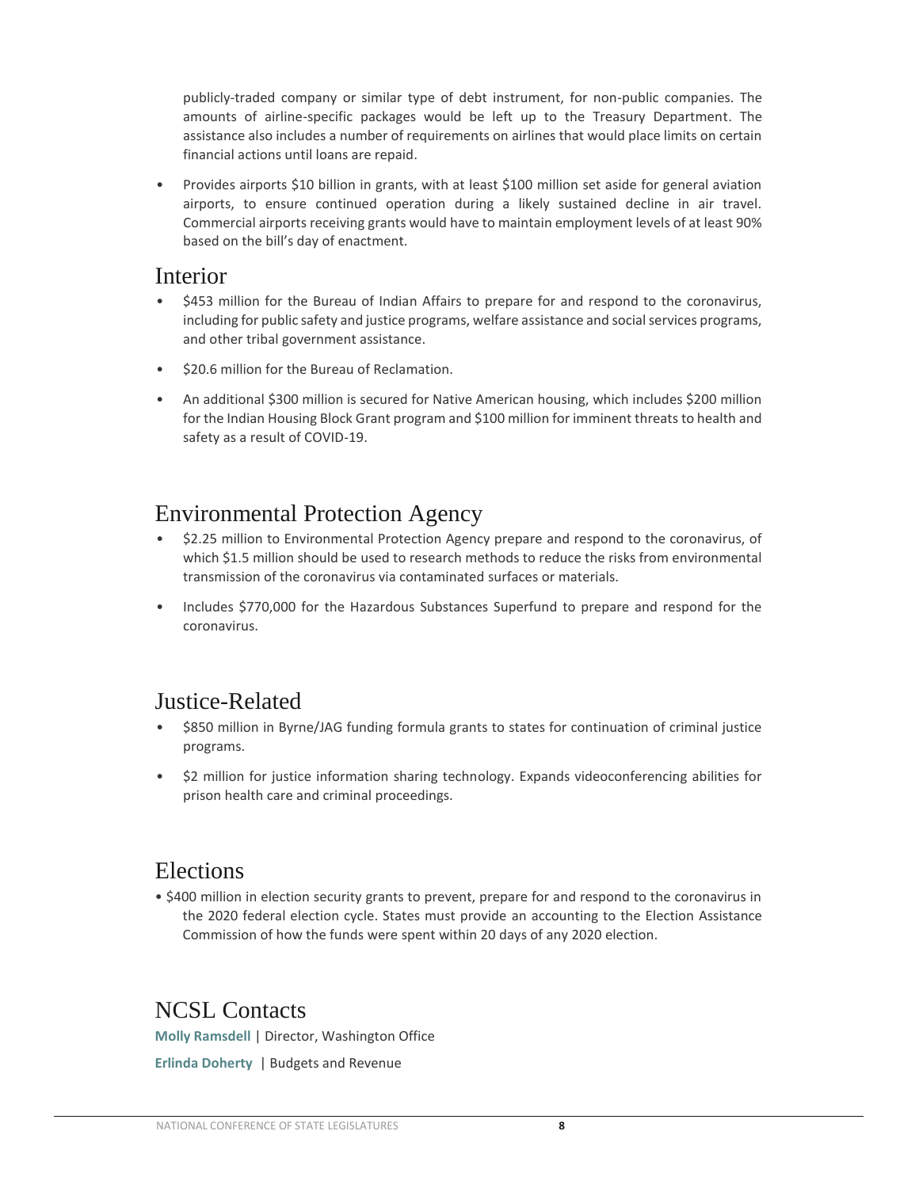publicly-traded company or similar type of debt instrument, for non-public companies. The amounts of airline-specific packages would be left up to the Treasury Department. The assistance also includes a number of requirements on airlines that would place limits on certain financial actions until loans are repaid.

- Provides airports $10 billion in grants, with at least $100 million set aside for general aviation airports, to ensure continued operation during a likely sustained decline in air travel. Commercial airports receiving grants would have to maintain employment levels of at least 90% based on the bill's day of enactment.

## Interior

- $453 million for the Bureau of Indian Affairs to prepare for and respond to the coronavirus, including for public safety and justice programs, welfare assistance and social services programs, and other tribal government assistance.
- $20.6 million for the Bureau of Reclamation.
- An additional $300 million is secured for Native American housing, which includes $200 million for the Indian Housing Block Grant program and $100 million for imminent threats to health and safety as a result of COVID-19.

## Environmental Protection Agency

- $2.25 million to Environmental Protection Agency prepare and respond to the coronavirus, of which $1.5 million should be used to research methods to reduce the risks from environmental transmission of the coronavirus via contaminated surfaces or materials.
- Includes $770,000 for the Hazardous Substances Superfund to prepare and respond for the coronavirus.

## Justice-Related

- $850 million in Byrne/JAG funding formula grants to states for continuation of criminal justice programs.
- $2 million for justice information sharing technology. Expands videoconferencing abilities for prison health care and criminal proceedings.

## Elections

- $400 million in election security grants to prevent, prepare for and respond to the coronavirus in the 2020 federal election cycle. States must provide an accounting to the Election Assistance Commission of how the funds were spent within 20 days of any 2020 election.

## NCSL Contacts

**Molly Ramsdell** | Director, Washington Office

**Erlinda Doherty** | Budgets and Revenue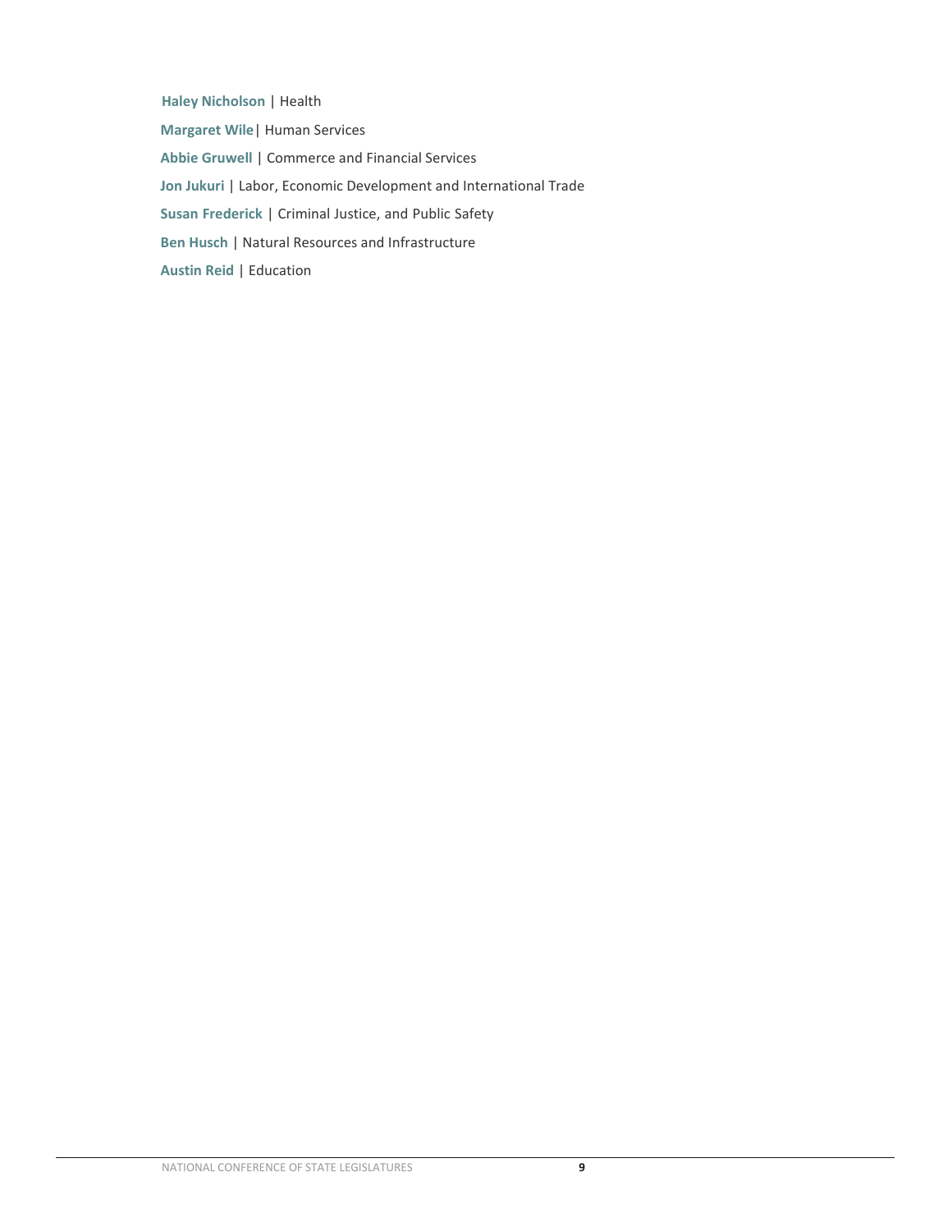**Haley Nicholson** | Health

**Margaret Wile**| Human Services

**Abbie Gruwell** | Commerce and Financial Services

**Jon Jukuri** | Labor, Economic Development and International Trade

**Susan Frederick** | Criminal Justice, and Public Safety

**Ben Husch** | Natural Resources and Infrastructure

**Austin Reid** | Education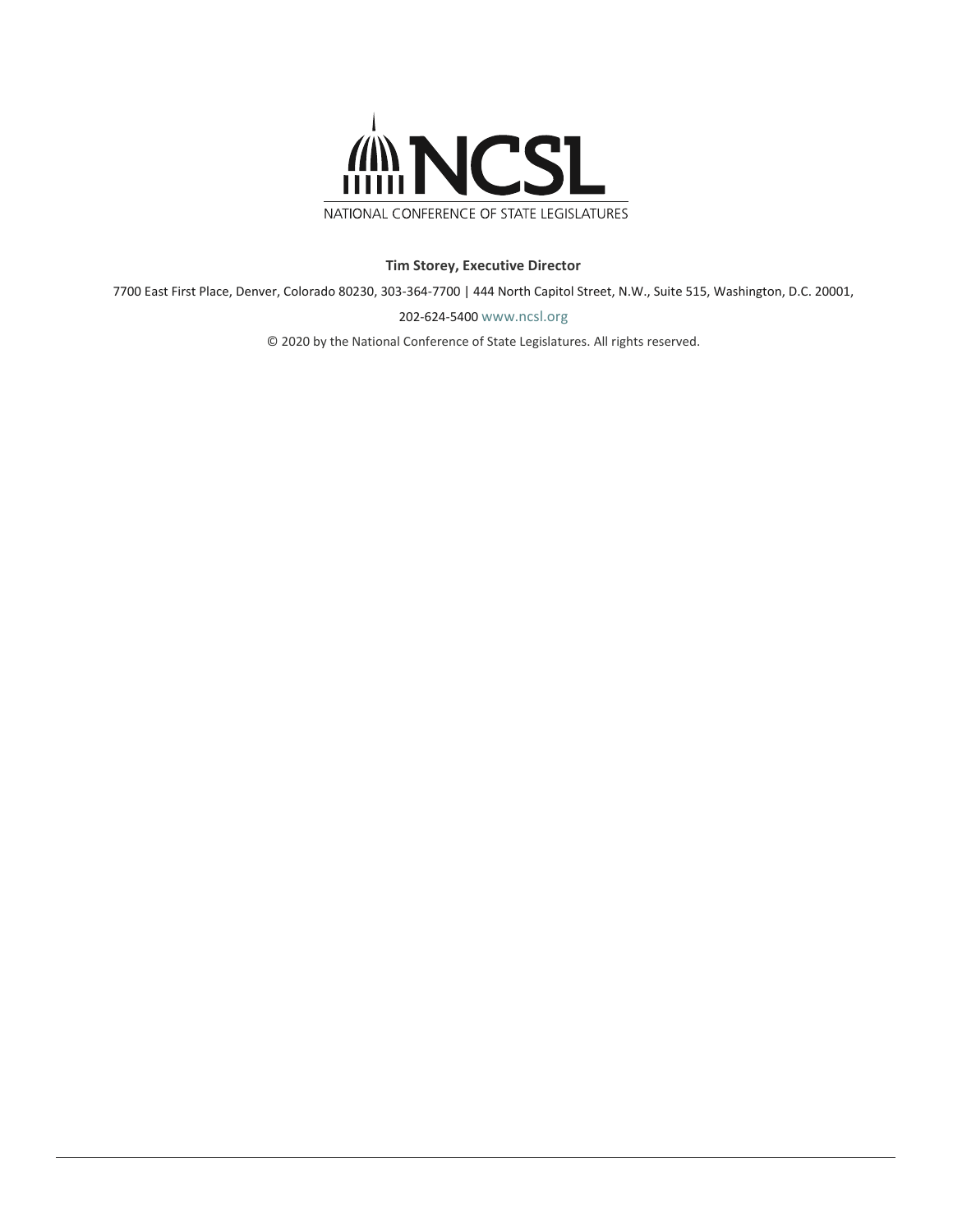NCSL

NATIONAL CONFERENCE OF STATE LEGISLATURES

**Tim Storey, Executive Director**

7700 East First Place, Denver, Colorado 80230, 303-364-7700 | 444 North Capitol Street, N.W., Suite 515, Washington, D.C. 20001,

202-624-5400 www.ncsl.org

© 2020 by the National Conference of State Legislatures. All rights reserved.